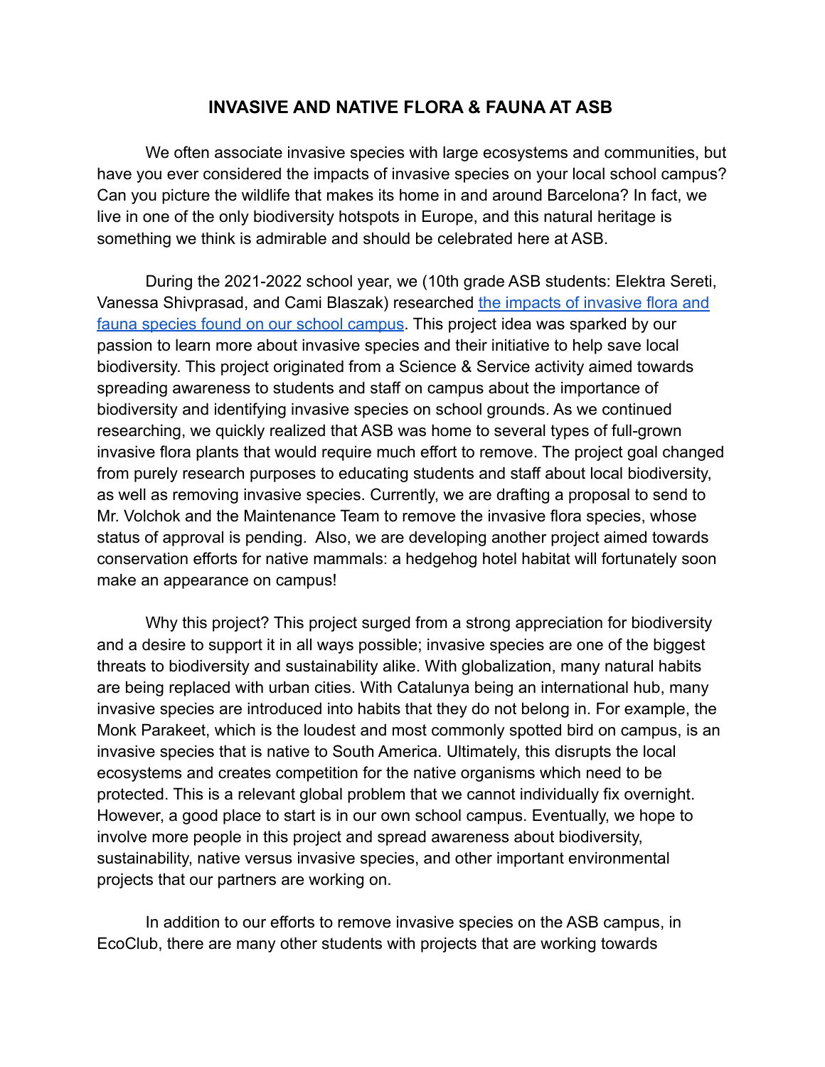# INVASIVE AND NATIVE FLORA & FAUNA AT ASB

We often associate invasive species with large ecosystems and communities, but have you ever considered the impacts of invasive species on your local school campus? Can you picture the wildlife that makes its home in and around Barcelona? In fact, we live in one of the only biodiversity hotspots in Europe, and this natural heritage is something we think is admirable and should be celebrated here at ASB.

During the 2021-2022 school year, we (10th grade ASB students: Elektra Sereti, Vanessa Shivprasad, and Cami Blaszak) researched the impacts of invasive flora and fauna species found on our school campus. This project idea was sparked by our passion to learn more about invasive species and their initiative to help save local biodiversity. This project originated from a Science & Service activity aimed towards spreading awareness to students and staff on campus about the importance of biodiversity and identifying invasive species on school grounds. As we continued researching, we quickly realized that ASB was home to several types of full-grown invasive flora plants that would require much effort to remove. The project goal changed from purely research purposes to educating students and staff about local biodiversity, as well as removing invasive species. Currently, we are drafting a proposal to send to Mr. Volchok and the Maintenance Team to remove the invasive flora species, whose status of approval is pending. Also, we are developing another project aimed towards conservation efforts for native mammals: a hedgehog hotel habitat will fortunately soon make an appearance on campus!

Why this project? This project surged from a strong appreciation for biodiversity and a desire to support it in all ways possible; invasive species are one of the biggest threats to biodiversity and sustainability alike. With globalization, many natural habits are being replaced with urban cities. With Catalunya being an international hub, many invasive species are introduced into habits that they do not belong in. For example, the Monk Parakeet, which is the loudest and most commonly spotted bird on campus, is an invasive species that is native to South America. Ultimately, this disrupts the local ecosystems and creates competition for the native organisms which need to be protected. This is a relevant global problem that we cannot individually fix overnight. However, a good place to start is in our own school campus. Eventually, we hope to involve more people in this project and spread awareness about biodiversity, sustainability, native versus invasive species, and other important environmental projects that our partners are working on.

In addition to our efforts to remove invasive species on the ASB campus, in EcoClub, there are many other students with projects that are working towards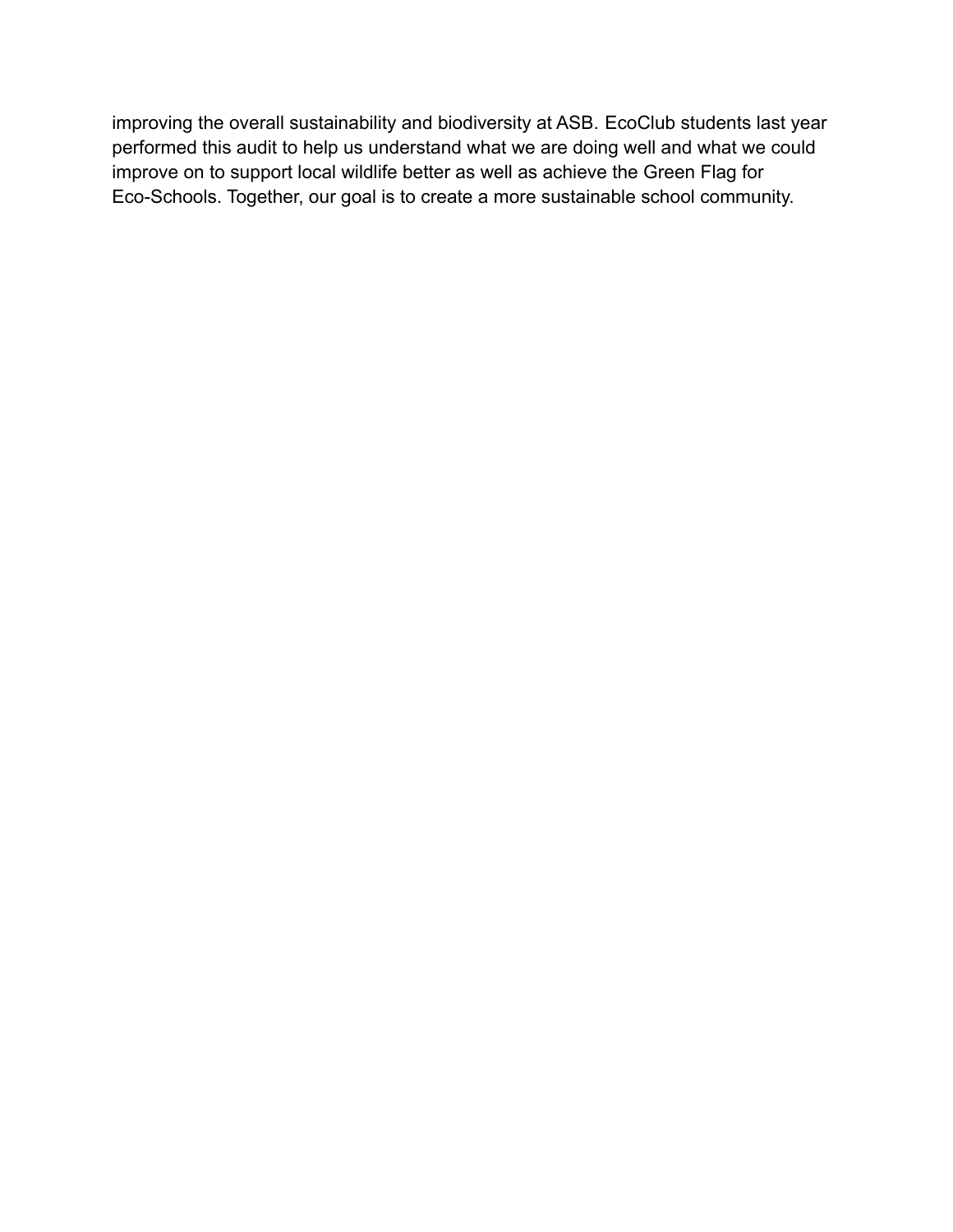improving the overall sustainability and biodiversity at ASB. EcoClub students last year performed this audit to help us understand what we are doing well and what we could improve on to support local wildlife better as well as achieve the Green Flag for Eco-Schools. Together, our goal is to create a more sustainable school community.